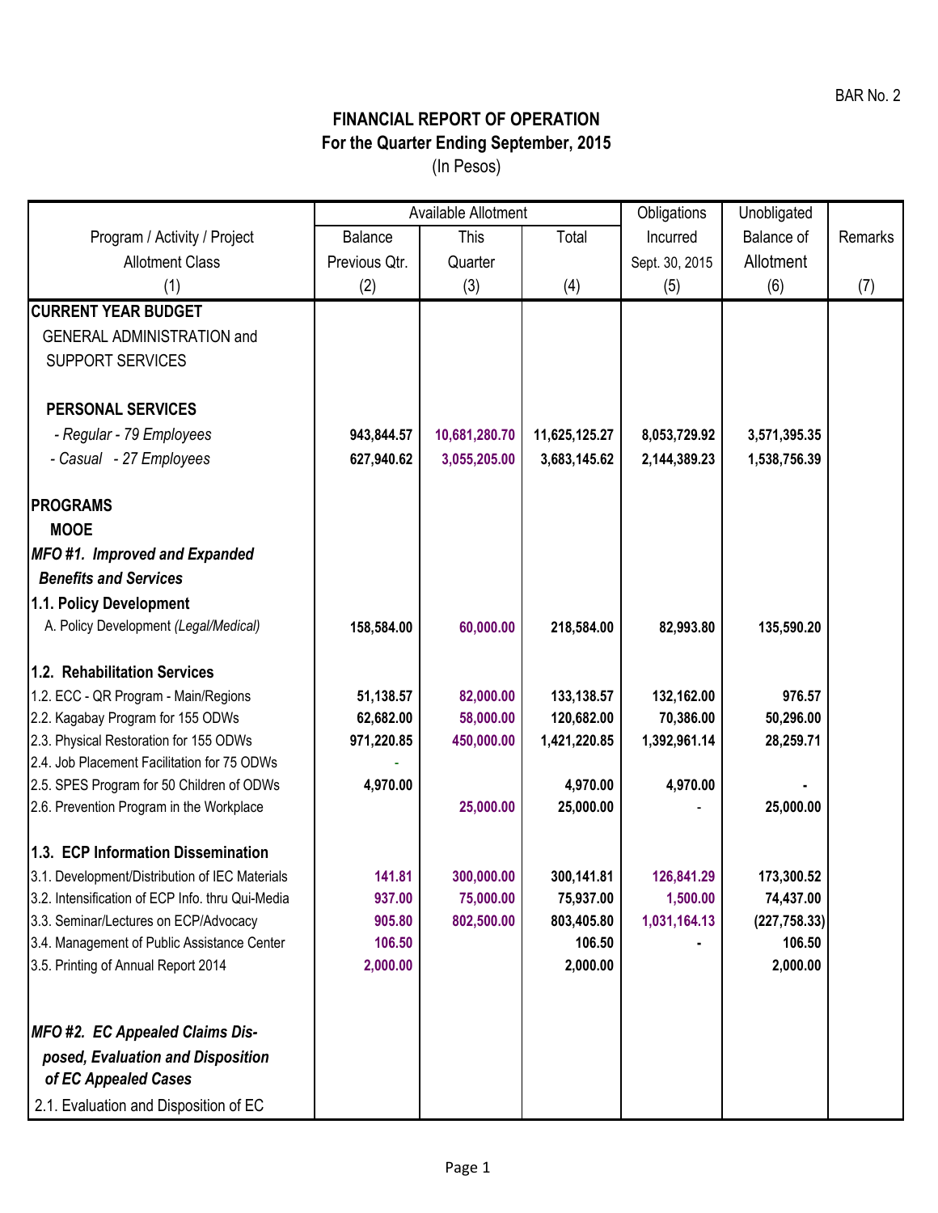BAR No. 2

# FINANCIAL REPORT OF OPERATION
## For the Quarter Ending September, 2015
(In Pesos)

| Program / Activity / Project Allotment Class | Available Allotment | | | Obligations | Unobligated | Remarks |
|---|---|---|---|---|---|---|
| | Balance Previous Qtr. | This Quarter | Total | Incurred Sept. 30, 2015 | Balance of Allotment | |
| (1) | (2) | (3) | (4) | (5) | (6) | (7) |
| **CURRENT YEAR BUDGET** | | | | | | |
| GENERAL ADMINISTRATION and SUPPORT SERVICES | | | | | | |
| **PERSONAL SERVICES** | | | | | | |
| *- Regular - 79 Employees* | **943,844.57** | **10,681,280.70** | **11,625,125.27** | **8,053,729.92** | **3,571,395.35** | |
| *- Casual - 27 Employees* | **627,940.62** | **3,055,205.00** | **3,683,145.62** | **2,144,389.23** | **1,538,756.39** | |
| **PROGRAMS** | | | | | | |
| **MOOE** | | | | | | |
| ***MFO #1. Improved and Expanded Benefits and Services*** | | | | | | |
| **1.1. Policy Development** | | | | | | |
| A. Policy Development *(Legal/Medical)* | **158,584.00** | **60,000.00** | **218,584.00** | **82,993.80** | **135,590.20** | |
| **1.2. Rehabilitation Services** | | | | | | |
| 1.2. ECC - QR Program - Main/Regions | **51,138.57** | **82,000.00** | **133,138.57** | **132,162.00** | **976.57** | |
| 2.2. Kagabay Program for 155 ODWs | **62,682.00** | **58,000.00** | **120,682.00** | **70,386.00** | **50,296.00** | |
| 2.3. Physical Restoration for 155 ODWs | **971,220.85** | **450,000.00** | **1,421,220.85** | **1,392,961.14** | **28,259.71** | |
| 2.4. Job Placement Facilitation for 75 ODWs | - | | | | | |
| 2.5. SPES Program for 50 Children of ODWs | **4,970.00** | | **4,970.00** | **4,970.00** | **-** | |
| 2.6. Prevention Program in the Workplace | | **25,000.00** | **25,000.00** | - | **25,000.00** | |
| **1.3. ECP Information Dissemination** | | | | | | |
| 3.1. Development/Distribution of IEC Materials | **141.81** | **300,000.00** | **300,141.81** | **126,841.29** | **173,300.52** | |
| 3.2. Intensification of ECP Info. thru Qui-Media | **937.00** | **75,000.00** | **75,937.00** | **1,500.00** | **74,437.00** | |
| 3.3. Seminar/Lectures on ECP/Advocacy | **905.80** | **802,500.00** | **803,405.80** | **1,031,164.13** | **(227,758.33)** | |
| 3.4. Management of Public Assistance Center | **106.50** | | **106.50** | **-** | **106.50** | |
| 3.5. Printing of Annual Report 2014 | **2,000.00** | | **2,000.00** | | **2,000.00** | |
| ***MFO #2. EC Appealed Claims Disposed, Evaluation and Disposition of EC Appealed Cases*** | | | | | | |
| 2.1. Evaluation and Disposition of EC | | | | | | |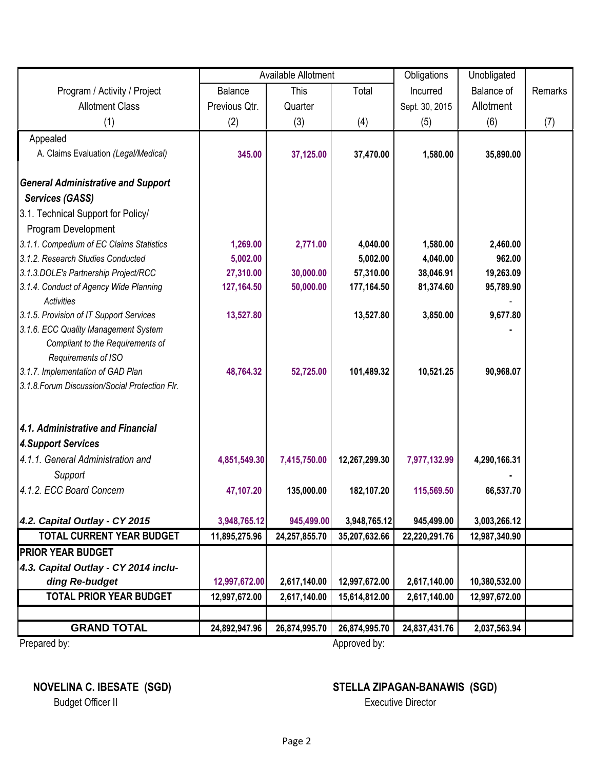| Program / Activity / Project<br>Allotment Class<br>(1) | Available Allotment<br>Balance<br>Previous Qtr.<br>(2) | <br>This<br>Quarter<br>(3) | <br>Total<br><br>(4) | Obligations<br>Incurred<br>Sept. 30, 2015<br>(5) | Unobligated<br>Balance of<br>Allotment<br>(6) | <br>Remarks<br><br>(7) |
|---|---|---|---|---|---|---|
| Appealed | | | | | | |
| A. Claims Evaluation *(Legal/Medical)* | 345.00 | 37,125.00 | 37,470.00 | 1,580.00 | 35,890.00 | |
| ***General Administrative and Support Services (GASS)*** | | | | | | |
| 3.1. Technical Support for Policy/ Program Development | | | | | | |
| *3.1.1. Compedium of EC Claims Statistics* | 1,269.00 | 2,771.00 | 4,040.00 | 1,580.00 | 2,460.00 | |
| *3.1.2. Research Studies Conducted* | 5,002.00 | | 5,002.00 | 4,040.00 | 962.00 | |
| *3.1.3.DOLE's Partnership Project/RCC* | 27,310.00 | 30,000.00 | 57,310.00 | 38,046.91 | 19,263.09 | |
| *3.1.4. Conduct of Agency Wide Planning Activities* | 127,164.50 | 50,000.00 | 177,164.50 | 81,374.60 | 95,789.90 | |
| | | | | | - | |
| *3.1.5. Provision of IT Support Services* | 13,527.80 | | 13,527.80 | 3,850.00 | 9,677.80 | |
| *3.1.6. ECC Quality Management System Compliant to the Requirements of Requirements of ISO* | | | | | - | |
| *3.1.7. Implementation of GAD Plan* | 48,764.32 | 52,725.00 | 101,489.32 | 10,521.25 | 90,968.07 | |
| *3.1.8.Forum Discussion/Social Protection Flr.* | | | | | | |
| ***4.1. Administrative and Financial*** | | | | | | |
| ***4.Support Services*** | | | | | | |
| *4.1.1. General Administration and Support* | 4,851,549.30 | 7,415,750.00 | 12,267,299.30 | 7,977,132.99 | 4,290,166.31 | |
| | | | | | - | |
| *4.1.2. ECC Board Concern* | 47,107.20 | 135,000.00 | 182,107.20 | 115,569.50 | 66,537.70 | |
| ***4.2. Capital Outlay - CY 2015*** | 3,948,765.12 | 945,499.00 | 3,948,765.12 | 945,499.00 | 3,003,266.12 | |
| **TOTAL CURRENT YEAR BUDGET** | 11,895,275.96 | 24,257,855.70 | 35,207,632.66 | 22,220,291.76 | 12,987,340.90 | |
| **PRIOR YEAR BUDGET** | | | | | | |
| ***4.3. Capital Outlay - CY 2014 including Re-budget*** | 12,997,672.00 | 2,617,140.00 | 12,997,672.00 | 2,617,140.00 | 10,380,532.00 | |
| **TOTAL PRIOR YEAR BUDGET** | 12,997,672.00 | 2,617,140.00 | 15,614,812.00 | 2,617,140.00 | 12,997,672.00 | |
| | | | | | | |
| **GRAND TOTAL** | 24,892,947.96 | 26,874,995.70 | 26,874,995.70 | 24,837,431.76 | 2,037,563.94 | |

Prepared by:

**NOVELINA C. IBESATE (SGD)**
Budget Officer II

Approved by:

**STELLA ZIPAGAN-BANAWIS (SGD)**
Executive Director